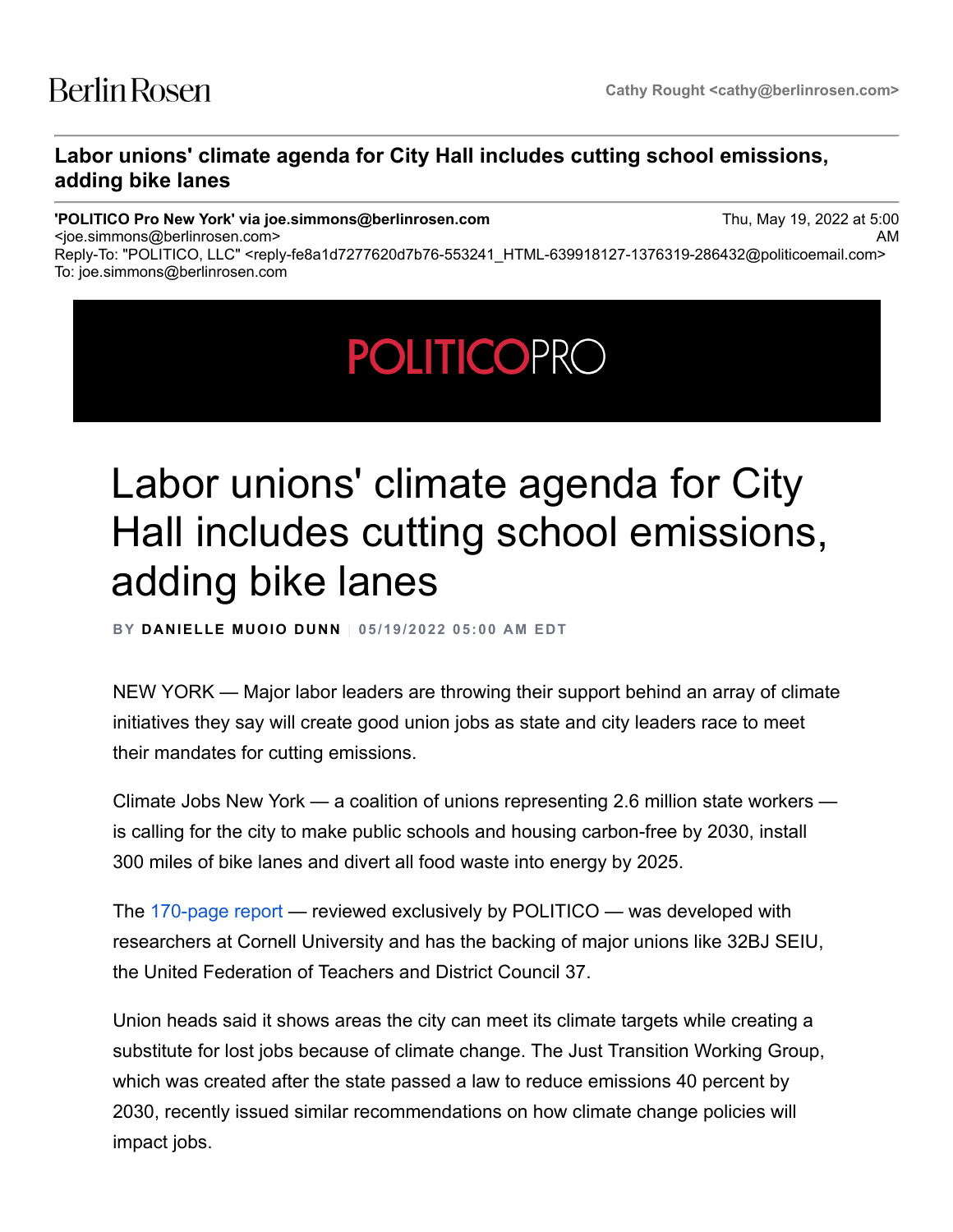Berlin Rosen

Cathy Rought <cathy@berlinrosen.com>

**Labor unions' climate agenda for City Hall includes cutting school emissions, adding bike lanes**

**'POLITICO Pro New York' via joe.simmons@berlinrosen.com** <joe.simmons@berlinrosen.com>
Thu, May 19, 2022 at 5:00 AM
Reply-To: "POLITICO, LLC" <reply-fe8a1d7277620d7b76-553241_HTML-639918127-1376319-286432@politicoemail.com>
To: joe.simmons@berlinrosen.com

POLITICOPRO

# Labor unions' climate agenda for City Hall includes cutting school emissions, adding bike lanes

BY **DANIELLE MUOIO DUNN** | 05/19/2022 05:00 AM EDT

NEW YORK — Major labor leaders are throwing their support behind an array of climate initiatives they say will create good union jobs as state and city leaders race to meet their mandates for cutting emissions.

Climate Jobs New York — a coalition of unions representing 2.6 million state workers — is calling for the city to make public schools and housing carbon-free by 2030, install 300 miles of bike lanes and divert all food waste into energy by 2025.

The 170-page report — reviewed exclusively by POLITICO — was developed with researchers at Cornell University and has the backing of major unions like 32BJ SEIU, the United Federation of Teachers and District Council 37.

Union heads said it shows areas the city can meet its climate targets while creating a substitute for lost jobs because of climate change. The Just Transition Working Group, which was created after the state passed a law to reduce emissions 40 percent by 2030, recently issued similar recommendations on how climate change policies will impact jobs.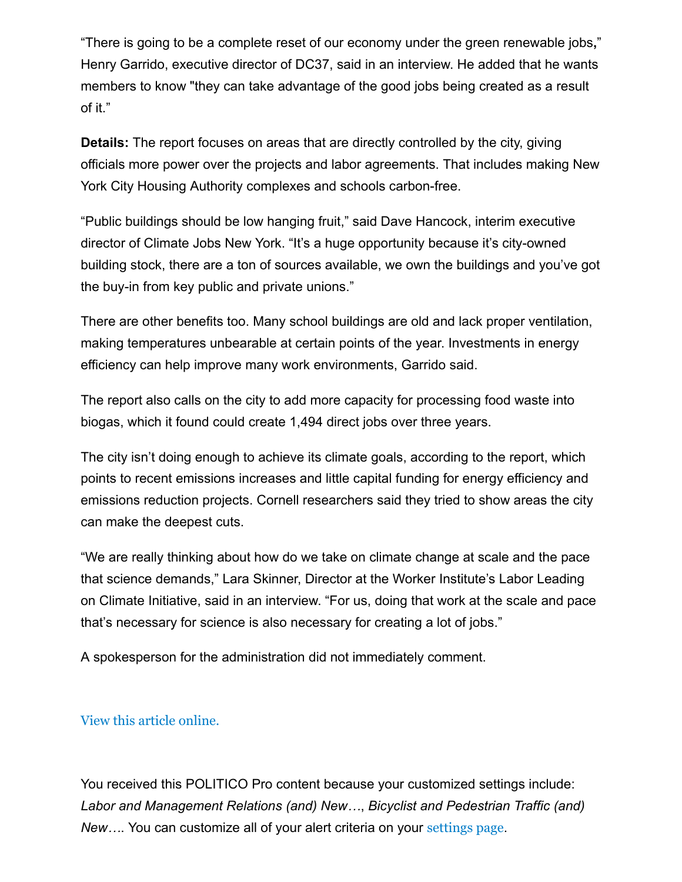“There is going to be a complete reset of our economy under the green renewable jobs**,**” Henry Garrido, executive director of DC37, said in an interview. He added that he wants members to know "they can take advantage of the good jobs being created as a result of it.”

**Details:** The report focuses on areas that are directly controlled by the city, giving officials more power over the projects and labor agreements. That includes making New York City Housing Authority complexes and schools carbon-free.

“Public buildings should be low hanging fruit,” said Dave Hancock, interim executive director of Climate Jobs New York. “It’s a huge opportunity because it’s city-owned building stock, there are a ton of sources available, we own the buildings and you’ve got the buy-in from key public and private unions.”

There are other benefits too. Many school buildings are old and lack proper ventilation, making temperatures unbearable at certain points of the year. Investments in energy efficiency can help improve many work environments, Garrido said.

The report also calls on the city to add more capacity for processing food waste into biogas, which it found could create 1,494 direct jobs over three years.

The city isn’t doing enough to achieve its climate goals, according to the report, which points to recent emissions increases and little capital funding for energy efficiency and emissions reduction projects. Cornell researchers said they tried to show areas the city can make the deepest cuts.

“We are really thinking about how do we take on climate change at scale and the pace that science demands,” Lara Skinner, Director at the Worker Institute’s Labor Leading on Climate Initiative, said in an interview. “For us, doing that work at the scale and pace that’s necessary for science is also necessary for creating a lot of jobs.”

A spokesperson for the administration did not immediately comment.

View this article online.

You received this POLITICO Pro content because your customized settings include: *Labor and Management Relations (and) New…*, *Bicyclist and Pedestrian Traffic (and) New…*. You can customize all of your alert criteria on your settings page.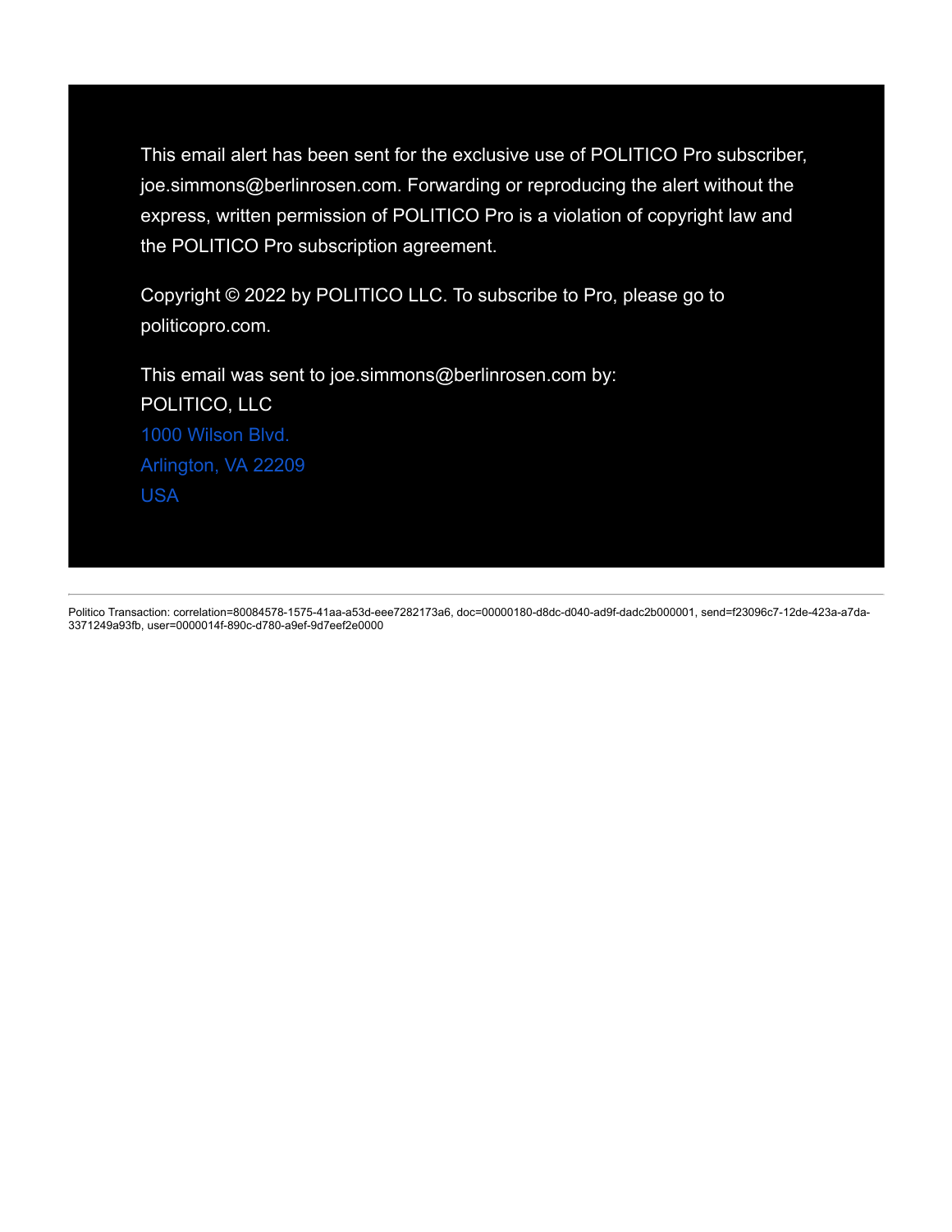This email alert has been sent for the exclusive use of POLITICO Pro subscriber, joe.simmons@berlinrosen.com. Forwarding or reproducing the alert without the express, written permission of POLITICO Pro is a violation of copyright law and the POLITICO Pro subscription agreement.

Copyright © 2022 by POLITICO LLC. To subscribe to Pro, please go to politicopro.com.

This email was sent to joe.simmons@berlinrosen.com by:
POLITICO, LLC
1000 Wilson Blvd.
Arlington, VA 22209
USA

---

Politico Transaction: correlation=80084578-1575-41aa-a53d-eee7282173a6, doc=00000180-d8dc-d040-ad9f-dadc2b000001, send=f23096c7-12de-423a-a7da-3371249a93fb, user=0000014f-890c-d780-a9ef-9d7eef2e0000